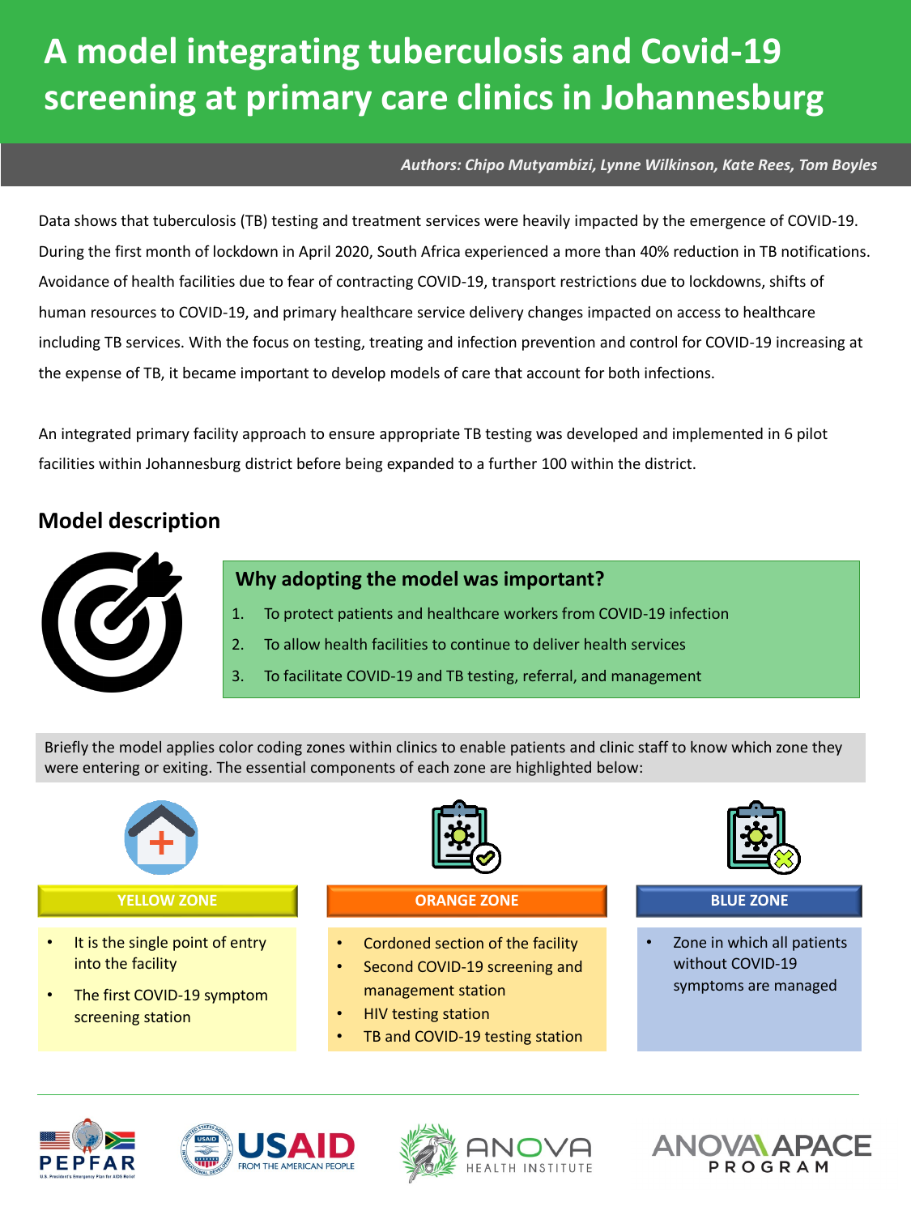# A model integrating tuberculosis and Covid-19 screening at primary care clinics in Johannesburg

*Authors: Chipo Mutyambizi, Lynne Wilkinson, Kate Rees, Tom Boyles*

Data shows that tuberculosis (TB) testing and treatment services were heavily impacted by the emergence of COVID-19. During the first month of lockdown in April 2020, South Africa experienced a more than 40% reduction in TB notifications. Avoidance of health facilities due to fear of contracting COVID-19, transport restrictions due to lockdowns, shifts of human resources to COVID-19, and primary healthcare service delivery changes impacted on access to healthcare including TB services. With the focus on testing, treating and infection prevention and control for COVID-19 increasing at the expense of TB, it became important to develop models of care that account for both infections.

An integrated primary facility approach to ensure appropriate TB testing was developed and implemented in 6 pilot facilities within Johannesburg district before being expanded to a further 100 within the district.

## Model description

### Why adopting the model was important?

1. To protect patients and healthcare workers from COVID-19 infection
2. To allow health facilities to continue to deliver health services
3. To facilitate COVID-19 and TB testing, referral, and management

Briefly the model applies color coding zones within clinics to enable patients and clinic staff to know which zone they were entering or exiting. The essential components of each zone are highlighted below:

**YELLOW ZONE**

- It is the single point of entry into the facility
- The first COVID-19 symptom screening station

**ORANGE ZONE**

- Cordoned section of the facility
- Second COVID-19 screening and management station
- HIV testing station
- TB and COVID-19 testing station

**BLUE ZONE**

- Zone in which all patients without COVID-19 symptoms are managed

PEPFAR | USAID FROM THE AMERICAN PEOPLE | ANOVA HEALTH INSTITUTE | ANOVA APACE PROGRAM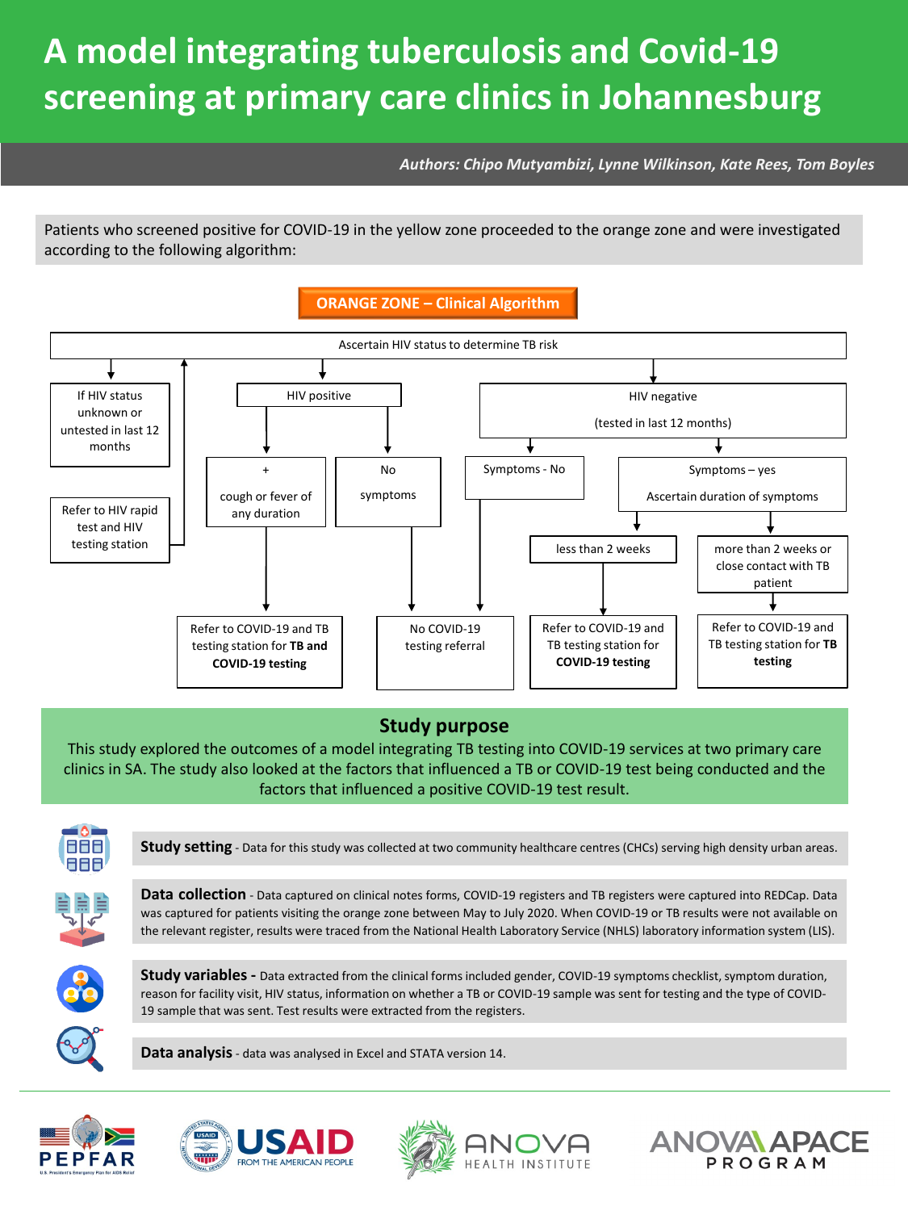# A model integrating tuberculosis and Covid-19 screening at primary care clinics in Johannesburg

*Authors: Chipo Mutyambizi, Lynne Wilkinson, Kate Rees, Tom Boyles*

Patients who screened positive for COVID-19 in the yellow zone proceeded to the orange zone and were investigated according to the following algorithm:

## ORANGE ZONE – Clinical Algorithm

**Ascertain HIV status to determine TB risk**

- **If HIV status unknown or untested in last 12 months**
  - Refer to HIV rapid test and HIV testing station (then return to ascertain HIV status)
- **HIV positive**
  - \+ cough or fever of any duration → Refer to COVID-19 and TB testing station for **TB and COVID-19 testing**
  - No symptoms → No COVID-19 testing referral
- **HIV negative (tested in last 12 months)**
  - Symptoms - No → No COVID-19 testing referral
  - Symptoms – yes: Ascertain duration of symptoms
    - less than 2 weeks → Refer to COVID-19 and TB testing station for **COVID-19 testing**
    - more than 2 weeks or close contact with TB patient → Refer to COVID-19 and TB testing station for **TB testing**

## Study purpose

This study explored the outcomes of a model integrating TB testing into COVID-19 services at two primary care clinics in SA. The study also looked at the factors that influenced a TB or COVID-19 test being conducted and the factors that influenced a positive COVID-19 test result.

**Study setting** - Data for this study was collected at two community healthcare centres (CHCs) serving high density urban areas.

**Data collection** - Data captured on clinical notes forms, COVID-19 registers and TB registers were captured into REDCap. Data was captured for patients visiting the orange zone between May to July 2020. When COVID-19 or TB results were not available on the relevant register, results were traced from the National Health Laboratory Service (NHLS) laboratory information system (LIS).

**Study variables -** Data extracted from the clinical forms included gender, COVID-19 symptoms checklist, symptom duration, reason for facility visit, HIV status, information on whether a TB or COVID-19 sample was sent for testing and the type of COVID-19 sample that was sent. Test results were extracted from the registers.

**Data analysis** - data was analysed in Excel and STATA version 14.

PEPFAR | USAID FROM THE AMERICAN PEOPLE | ANOVA HEALTH INSTITUTE | ANOVA APACE PROGRAM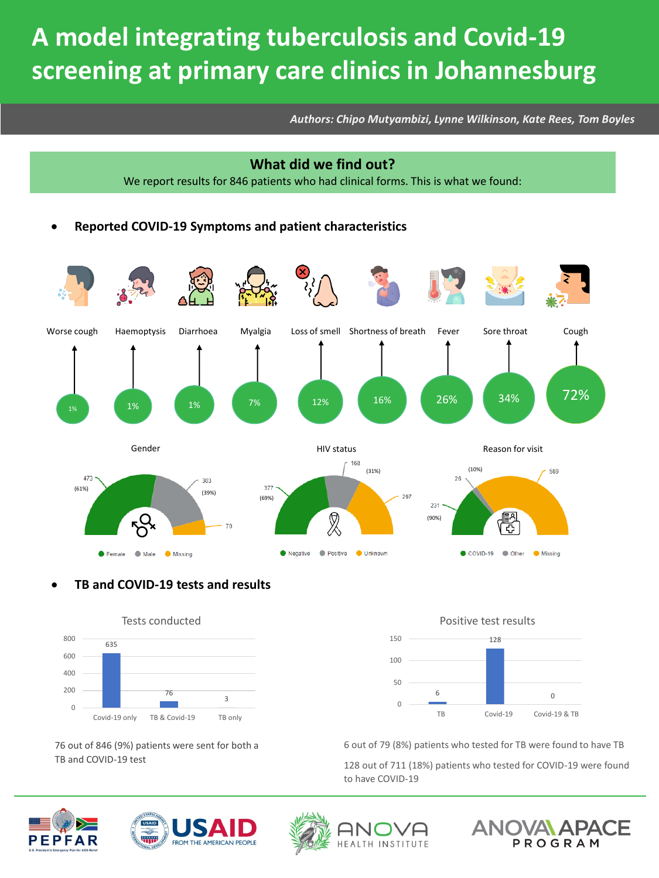# A model integrating tuberculosis and Covid-19 screening at primary care clinics in Johannesburg

*Authors: Chipo Mutyambizi, Lynne Wilkinson, Kate Rees, Tom Boyles*

## What did we find out?

We report results for 846 patients who had clinical forms. This is what we found:

- **Reported COVID-19 Symptoms and patient characteristics**

| Symptom | % |
|---|---|
| Worse cough | 1% |
| Haemoptysis | 1% |
| Diarrhoea | 1% |
| Myalgia | 7% |
| Loss of smell | 12% |
| Shortness of breath | 16% |
| Fever | 26% |
| Sore throat | 34% |
| Cough | 72% |

**Gender**

| Female | Male | Missing |
|---|---|---|
| 473 (61%) | 303 (39%) | 70 |

**HIV status**

| Negative | Positive | Unknown |
|---|---|---|
| 377 (69%) | 168 (31%) | 297 |

**Reason for visit**

| COVID-19 | Other | Missing |
|---|---|---|
| 231 (90%) | 26 (10%) | 589 |

- **TB and COVID-19 tests and results**

**Tests conducted**

| Covid-19 only | TB & Covid-19 | TB only |
|---|---|---|
| 635 | 76 | 3 |

76 out of 846 (9%) patients were sent for both a TB and COVID-19 test

**Positive test results**

| TB | Covid-19 | Covid-19 & TB |
|---|---|---|
| 6 | 128 | 0 |

6 out of 79 (8%) patients who tested for TB were found to have TB

128 out of 711 (18%) patients who tested for COVID-19 were found to have COVID-19

PEPFAR — U.S. President's Emergency Plan for AIDS Relief | USAID FROM THE AMERICAN PEOPLE | ANOVA HEALTH INSTITUTE | ANOVA APACE PROGRAM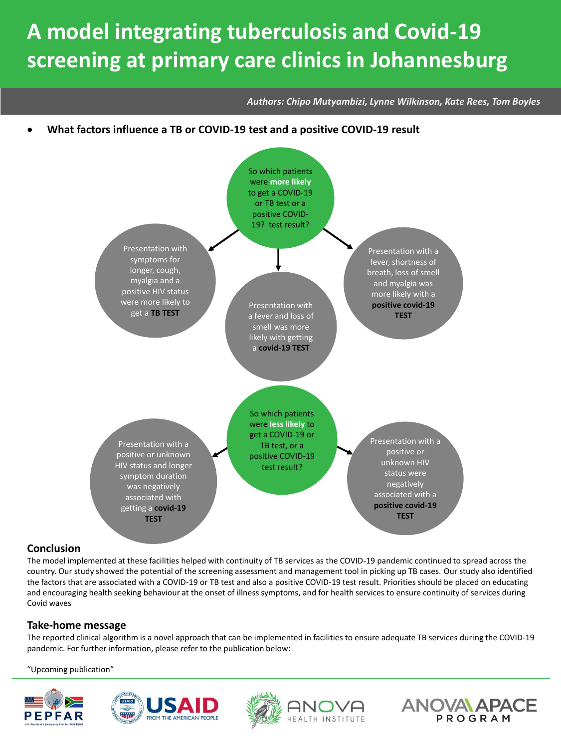# A model integrating tuberculosis and Covid-19 screening at primary care clinics in Johannesburg

*Authors: Chipo Mutyambizi, Lynne Wilkinson, Kate Rees, Tom Boyles*

- **What factors influence a TB or COVID-19 test and a positive COVID-19 result**

So which patients were **more likely** to get a COVID-19 or TB test or a positive COVID-19? test result?

Presentation with symptoms for longer, cough, myalgia and a positive HIV status were more likely to get a **TB TEST**

Presentation with a fever and loss of smell was more likely with getting a **covid-19 TEST**

Presentation with a fever, shortness of breath, loss of smell and myalgia was more likely with a **positive covid-19 TEST**

So which patients were **less likely** to get a COVID-19 or TB test, or a positive COVID-19 test result?

Presentation with a positive or unknown HIV status and longer symptom duration was negatively associated with getting a **covid-19 TEST**

Presentation with a positive or unknown HIV status were negatively associated with a **positive covid-19 TEST**

## Conclusion

The model implemented at these facilities helped with continuity of TB services as the COVID-19 pandemic continued to spread across the country. Our study showed the potential of the screening assessment and management tool in picking up TB cases. Our study also identified the factors that are associated with a COVID-19 or TB test and also a positive COVID-19 test result. Priorities should be placed on educating and encouraging health seeking behaviour at the onset of illness symptoms, and for health services to ensure continuity of services during Covid waves

## Take-home message

The reported clinical algorithm is a novel approach that can be implemented in facilities to ensure adequate TB services during the COVID-19 pandemic. For further information, please refer to the publication below:

"Upcoming publication"

PEPFAR U.S. President's Emergency Plan for AIDS Relief | USAID FROM THE AMERICAN PEOPLE | ANOVA HEALTH INSTITUTE | ANOVA APACE PROGRAM